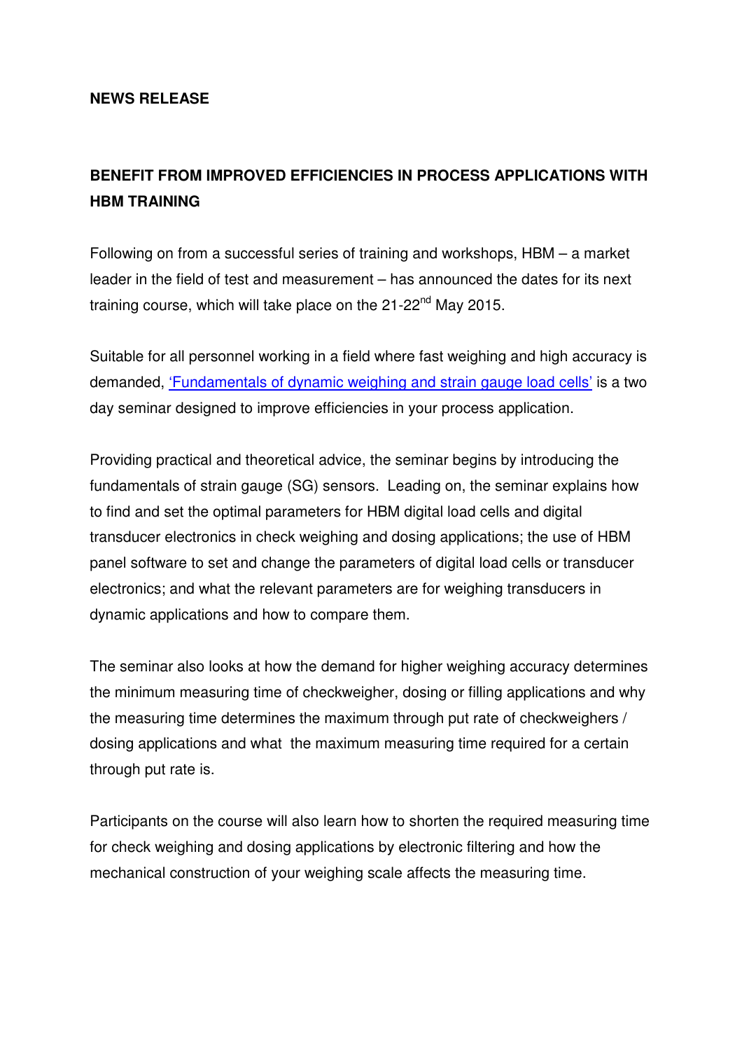**NEWS RELEASE**

# BENEFIT FROM IMPROVED EFFICIENCIES IN PROCESS APPLICATIONS WITH HBM TRAINING

Following on from a successful series of training and workshops, HBM – a market leader in the field of test and measurement – has announced the dates for its next training course, which will take place on the 21-22nd May 2015.

Suitable for all personnel working in a field where fast weighing and high accuracy is demanded, 'Fundamentals of dynamic weighing and strain gauge load cells' is a two day seminar designed to improve efficiencies in your process application.

Providing practical and theoretical advice, the seminar begins by introducing the fundamentals of strain gauge (SG) sensors. Leading on, the seminar explains how to find and set the optimal parameters for HBM digital load cells and digital transducer electronics in check weighing and dosing applications; the use of HBM panel software to set and change the parameters of digital load cells or transducer electronics; and what the relevant parameters are for weighing transducers in dynamic applications and how to compare them.

The seminar also looks at how the demand for higher weighing accuracy determines the minimum measuring time of checkweigher, dosing or filling applications and why the measuring time determines the maximum through put rate of checkweighers / dosing applications and what the maximum measuring time required for a certain through put rate is.

Participants on the course will also learn how to shorten the required measuring time for check weighing and dosing applications by electronic filtering and how the mechanical construction of your weighing scale affects the measuring time.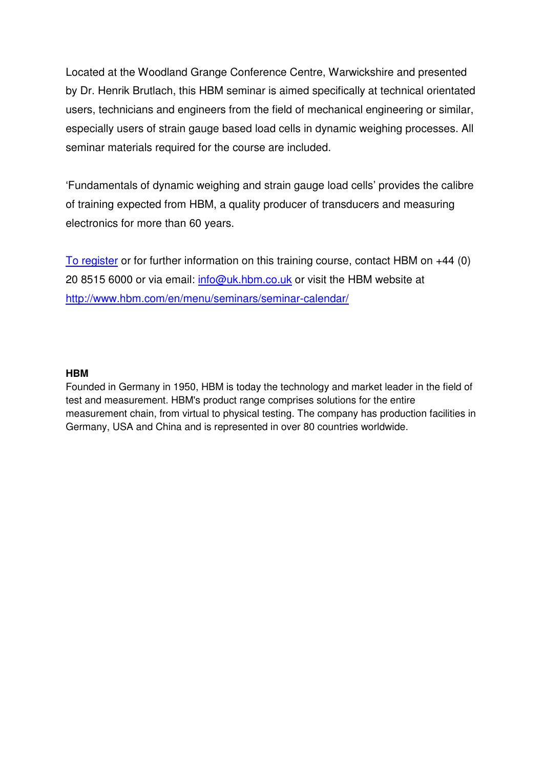Located at the Woodland Grange Conference Centre, Warwickshire and presented by Dr. Henrik Brutlach, this HBM seminar is aimed specifically at technical orientated users, technicians and engineers from the field of mechanical engineering or similar, especially users of strain gauge based load cells in dynamic weighing processes. All seminar materials required for the course are included.

'Fundamentals of dynamic weighing and strain gauge load cells' provides the calibre of training expected from HBM, a quality producer of transducers and measuring electronics for more than 60 years.

To register or for further information on this training course, contact HBM on +44 (0) 20 8515 6000 or via email: info@uk.hbm.co.uk or visit the HBM website at http://www.hbm.com/en/menu/seminars/seminar-calendar/

**HBM**

Founded in Germany in 1950, HBM is today the technology and market leader in the field of test and measurement. HBM's product range comprises solutions for the entire measurement chain, from virtual to physical testing. The company has production facilities in Germany, USA and China and is represented in over 80 countries worldwide.